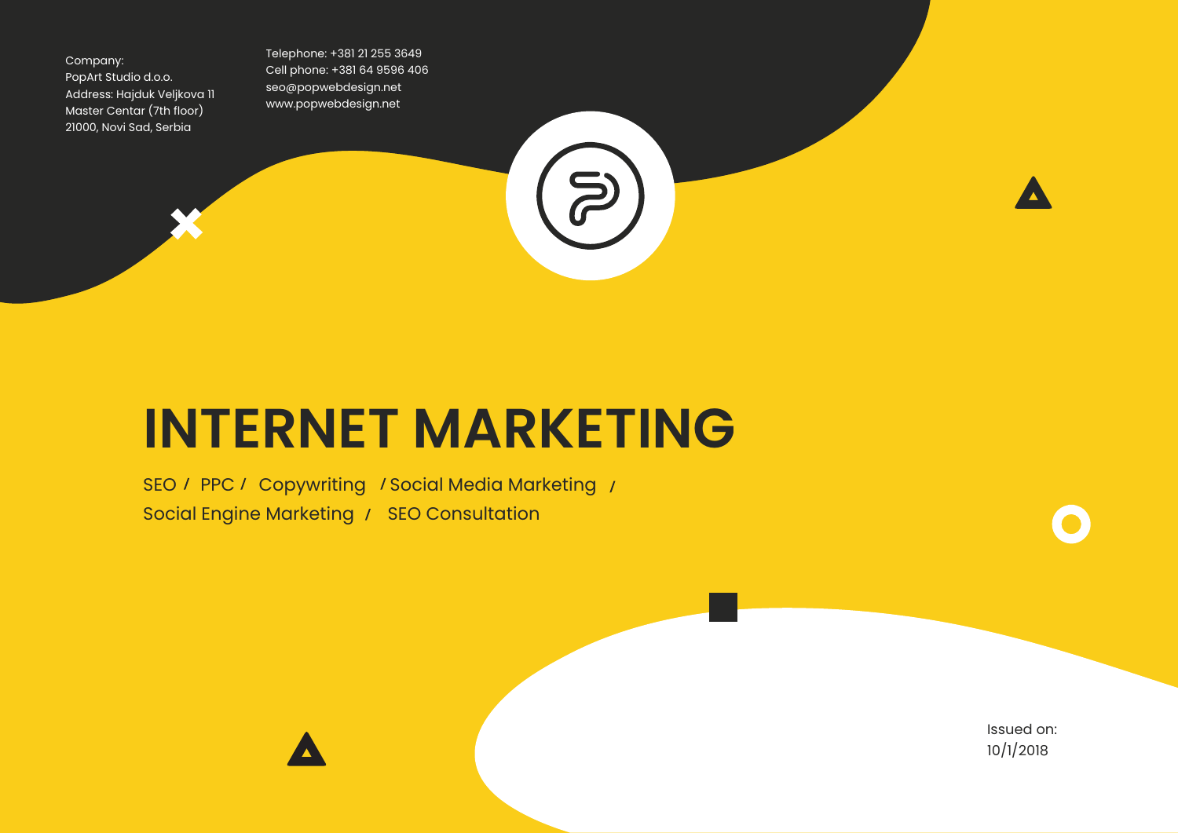Company:
PopArt Studio d.o.o.
Address: Hajduk Veljkova 11
Master Centar (7th floor)
21000, Novi Sad, Serbia

Telephone: +381 21 255 3649
Cell phone: +381 64 9596 406
seo@popwebdesign.net
www.popwebdesign.net

# INTERNET MARKETING

SEO / PPC / Copywriting / Social Media Marketing / Social Engine Marketing / SEO Consultation

Issued on:
10/1/2018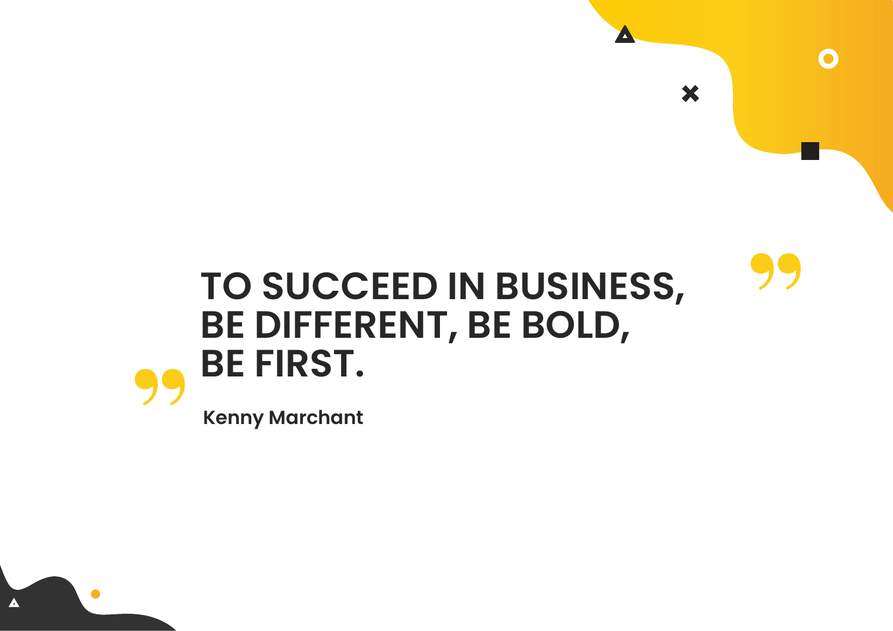**TO SUCCEED IN BUSINESS, BE DIFFERENT, BE BOLD, BE FIRST.**

**Kenny Marchant**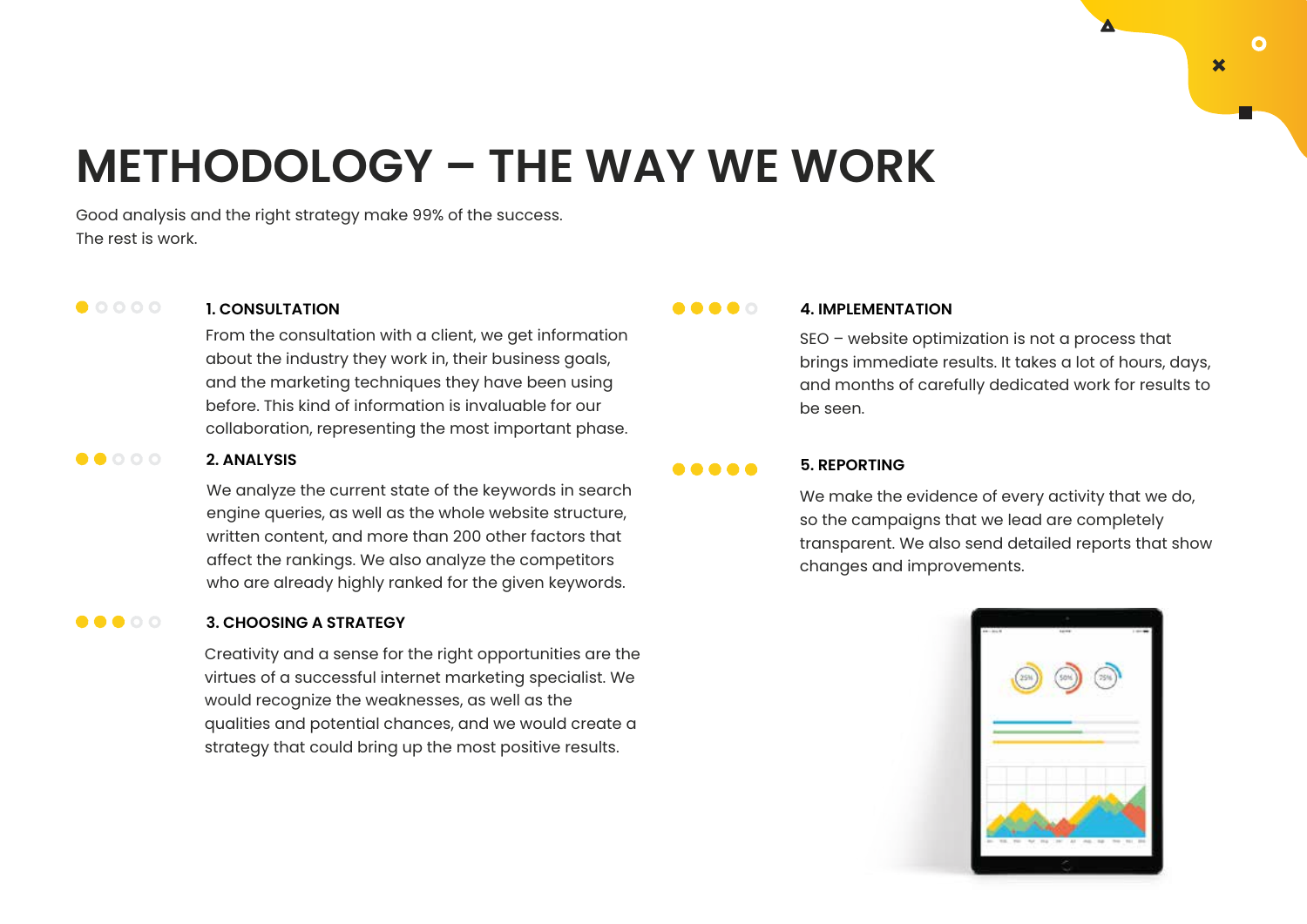# METHODOLOGY – THE WAY WE WORK

Good analysis and the right strategy make 99% of the success.
The rest is work.

### 1. CONSULTATION

From the consultation with a client, we get information about the industry they work in, their business goals, and the marketing techniques they have been using before. This kind of information is invaluable for our collaboration, representing the most important phase.

### 2. ANALYSIS

We analyze the current state of the keywords in search engine queries, as well as the whole website structure, written content, and more than 200 other factors that affect the rankings. We also analyze the competitors who are already highly ranked for the given keywords.

### 3. CHOOSING A STRATEGY

Creativity and a sense for the right opportunities are the virtues of a successful internet marketing specialist. We would recognize the weaknesses, as well as the qualities and potential chances, and we would create a strategy that could bring up the most positive results.

### 4. IMPLEMENTATION

SEO – website optimization is not a process that brings immediate results. It takes a lot of hours, days, and months of carefully dedicated work for results to be seen.

### 5. REPORTING

We make the evidence of every activity that we do, so the campaigns that we lead are completely transparent. We also send detailed reports that show changes and improvements.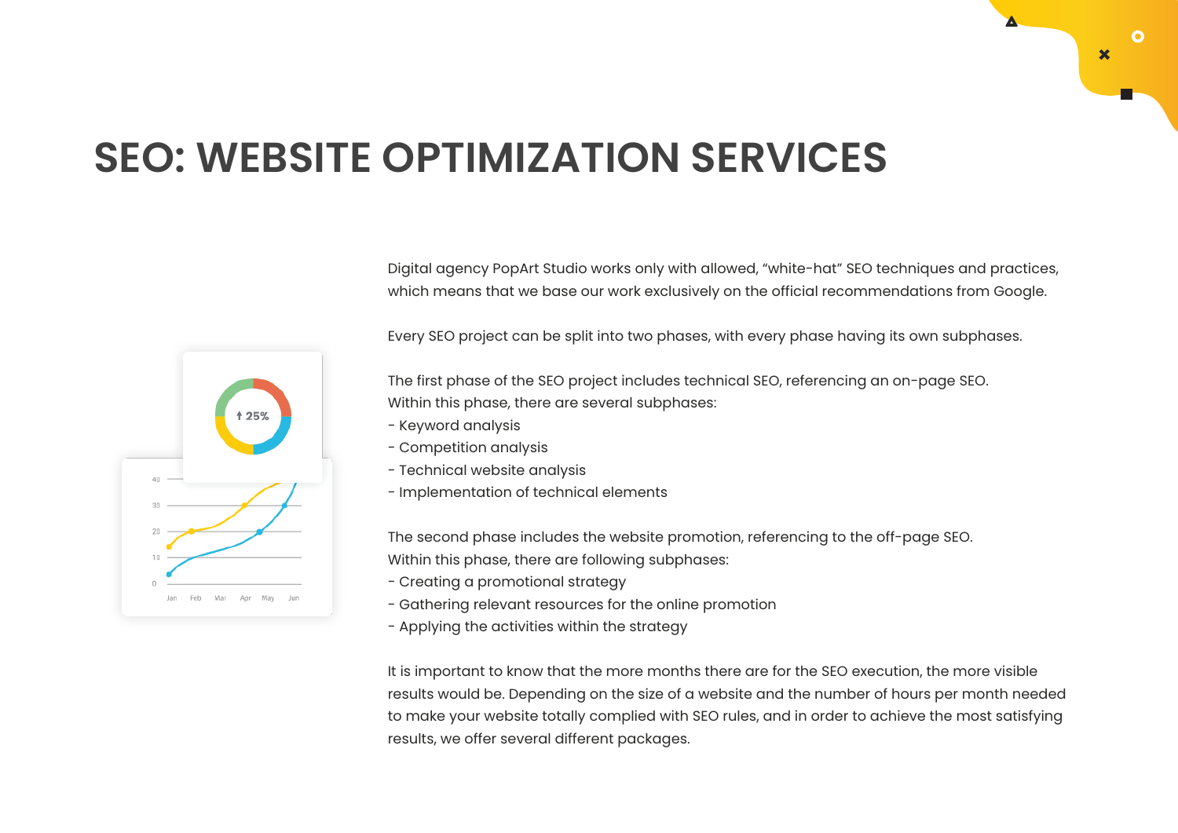# SEO: WEBSITE OPTIMIZATION SERVICES

↑ 25%

40
30
20
10
0
Jan Feb Mar Apr May Jun

Digital agency PopArt Studio works only with allowed, “white-hat” SEO techniques and practices, which means that we base our work exclusively on the official recommendations from Google.

Every SEO project can be split into two phases, with every phase having its own subphases.

The first phase of the SEO project includes technical SEO, referencing an on-page SEO.
Within this phase, there are several subphases:
- Keyword analysis
- Competition analysis
- Technical website analysis
- Implementation of technical elements

The second phase includes the website promotion, referencing to the off-page SEO.
Within this phase, there are following subphases:
- Creating a promotional strategy
- Gathering relevant resources for the online promotion
- Applying the activities within the strategy

It is important to know that the more months there are for the SEO execution, the more visible results would be. Depending on the size of a website and the number of hours per month needed to make your website totally complied with SEO rules, and in order to achieve the most satisfying results, we offer several different packages.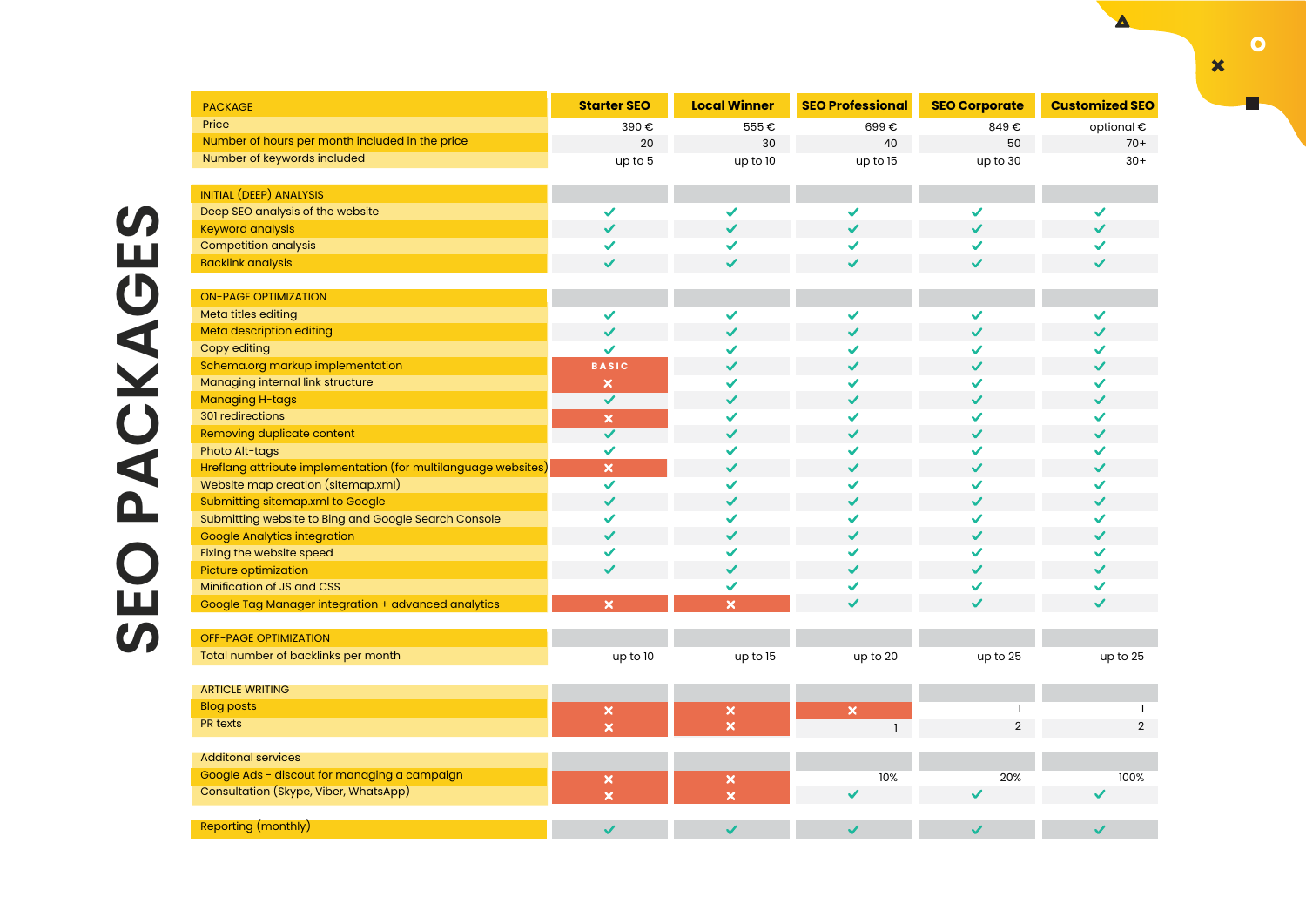# SEO PACKAGES

| PACKAGE | Starter SEO | Local Winner | SEO Professional | SEO Corporate | Customized SEO |
|---|---|---|---|---|---|
| Price | 390 € | 555 € | 699 € | 849 € | optional € |
| Number of hours per month included in the price | 20 | 30 | 40 | 50 | 70+ |
| Number of keywords included | up to 5 | up to 10 | up to 15 | up to 30 | 30+ |
| **INITIAL (DEEP) ANALYSIS** | | | | | |
| Deep SEO analysis of the website | ✓ | ✓ | ✓ | ✓ | ✓ |
| Keyword analysis | ✓ | ✓ | ✓ | ✓ | ✓ |
| Competition analysis | ✓ | ✓ | ✓ | ✓ | ✓ |
| Backlink analysis | ✓ | ✓ | ✓ | ✓ | ✓ |
| **ON-PAGE OPTIMIZATION** | | | | | |
| Meta titles editing | ✓ | ✓ | ✓ | ✓ | ✓ |
| Meta description editing | ✓ | ✓ | ✓ | ✓ | ✓ |
| Copy editing | ✓ | ✓ | ✓ | ✓ | ✓ |
| Schema.org markup implementation | BASIC | ✓ | ✓ | ✓ | ✓ |
| Managing internal link structure | ✗ | ✓ | ✓ | ✓ | ✓ |
| Managing H-tags | ✓ | ✓ | ✓ | ✓ | ✓ |
| 301 redirections | ✗ | ✓ | ✓ | ✓ | ✓ |
| Removing duplicate content | ✓ | ✓ | ✓ | ✓ | ✓ |
| Photo Alt-tags | ✓ | ✓ | ✓ | ✓ | ✓ |
| Hreflang attribute implementation (for multilanguage websites) | ✗ | ✓ | ✓ | ✓ | ✓ |
| Website map creation (sitemap.xml) | ✓ | ✓ | ✓ | ✓ | ✓ |
| Submitting sitemap.xml to Google | ✓ | ✓ | ✓ | ✓ | ✓ |
| Submitting website to Bing and Google Search Console | ✓ | ✓ | ✓ | ✓ | ✓ |
| Google Analytics integration | ✓ | ✓ | ✓ | ✓ | ✓ |
| Fixing the website speed | ✓ | ✓ | ✓ | ✓ | ✓ |
| Picture optimization | ✓ | ✓ | ✓ | ✓ | ✓ |
| Minification of JS and CSS | | ✓ | ✓ | ✓ | ✓ |
| Google Tag Manager integration + advanced analytics | ✗ | ✗ | ✓ | ✓ | ✓ |
| **OFF-PAGE OPTIMIZATION** | | | | | |
| Total number of backlinks per month | up to 10 | up to 15 | up to 20 | up to 25 | up to 25 |
| **ARTICLE WRITING** | | | | | |
| Blog posts | ✗ | ✗ | ✗ | 1 | 1 |
| PR texts | ✗ | ✗ | 1 | 2 | 2 |
| **Additonal services** | | | | | |
| Google Ads - discout for managing a campaign | ✗ | ✗ | 10% | 20% | 100% |
| Consultation (Skype, Viber, WhatsApp) | ✗ | ✗ | ✓ | ✓ | ✓ |
| Reporting (monthly) | ✓ | ✓ | ✓ | ✓ | ✓ |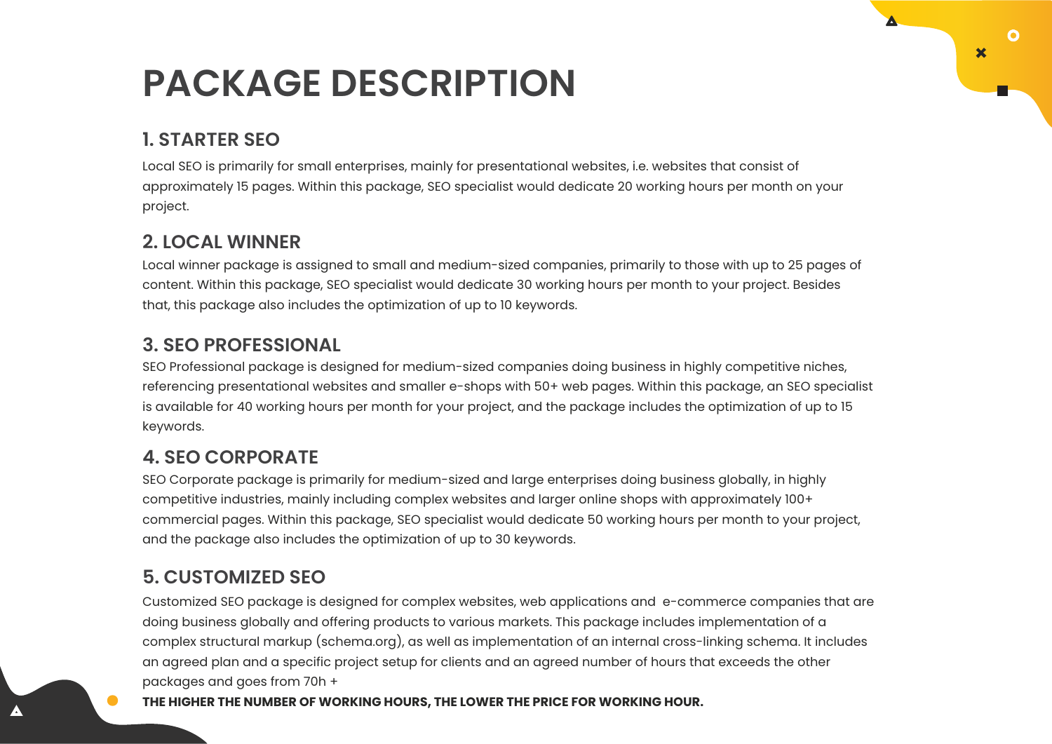# PACKAGE DESCRIPTION

## 1. STARTER SEO

Local SEO is primarily for small enterprises, mainly for presentational websites, i.e. websites that consist of approximately 15 pages. Within this package, SEO specialist would dedicate 20 working hours per month on your project.

## 2. LOCAL WINNER

Local winner package is assigned to small and medium-sized companies, primarily to those with up to 25 pages of content. Within this package, SEO specialist would dedicate 30 working hours per month to your project. Besides that, this package also includes the optimization of up to 10 keywords.

## 3. SEO PROFESSIONAL

SEO Professional package is designed for medium-sized companies doing business in highly competitive niches, referencing presentational websites and smaller e-shops with 50+ web pages. Within this package, an SEO specialist is available for 40 working hours per month for your project, and the package includes the optimization of up to 15 keywords.

## 4. SEO CORPORATE

SEO Corporate package is primarily for medium-sized and large enterprises doing business globally, in highly competitive industries, mainly including complex websites and larger online shops with approximately 100+ commercial pages. Within this package, SEO specialist would dedicate 50 working hours per month to your project, and the package also includes the optimization of up to 30 keywords.

## 5. CUSTOMIZED SEO

Customized SEO package is designed for complex websites, web applications and e-commerce companies that are doing business globally and offering products to various markets. This package includes implementation of a complex structural markup (schema.org), as well as implementation of an internal cross-linking schema. It includes an agreed plan and a specific project setup for clients and an agreed number of hours that exceeds the other packages and goes from 70h +

**THE HIGHER THE NUMBER OF WORKING HOURS, THE LOWER THE PRICE FOR WORKING HOUR.**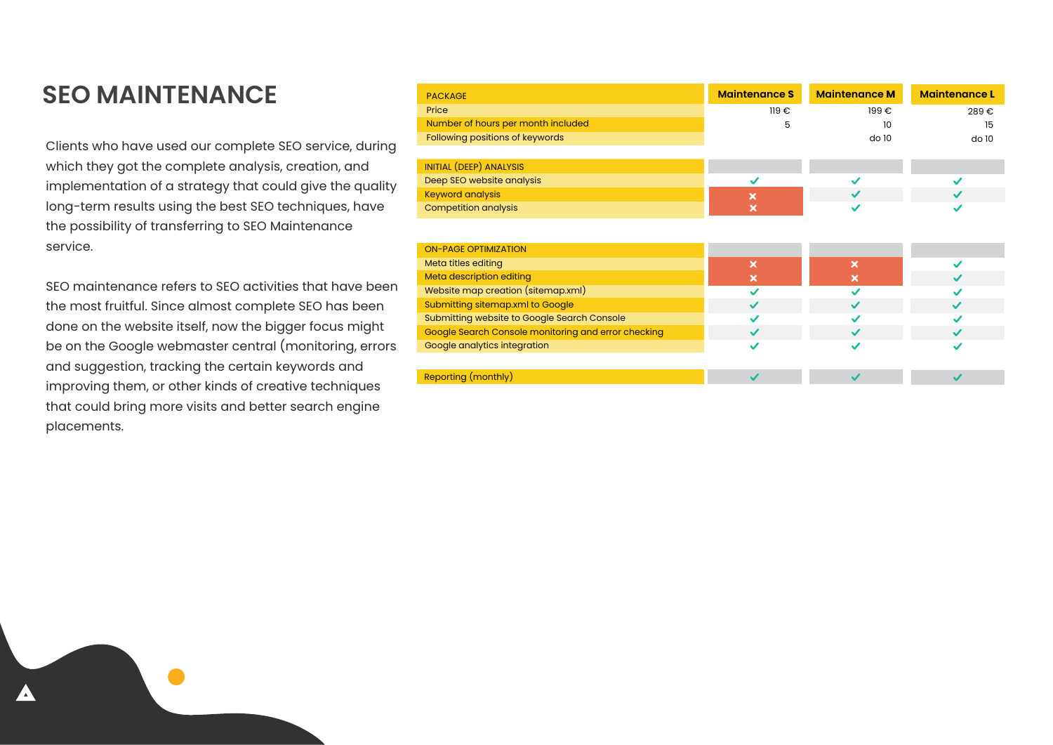# SEO MAINTENANCE

Clients who have used our complete SEO service, during which they got the complete analysis, creation, and implementation of a strategy that could give the quality long-term results using the best SEO techniques, have the possibility of transferring to SEO Maintenance service.

SEO maintenance refers to SEO activities that have been the most fruitful. Since almost complete SEO has been done on the website itself, now the bigger focus might be on the Google webmaster central (monitoring, errors and suggestion, tracking the certain keywords and improving them, or other kinds of creative techniques that could bring more visits and better search engine placements.

| PACKAGE | Maintenance S | Maintenance M | Maintenance L |
|---|---|---|---|
| Price | 119 € | 199 € | 289 € |
| Number of hours per month included | 5 | 10 | 15 |
| Following positions of keywords | | do 10 | do 10 |
| INITIAL (DEEP) ANALYSIS | | | |
| Deep SEO website analysis | ✓ | ✓ | ✓ |
| Keyword analysis | ✗ | ✓ | ✓ |
| Competition analysis | ✗ | ✓ | ✓ |
| ON-PAGE OPTIMIZATION | | | |
| Meta titles editing | ✗ | ✗ | ✓ |
| Meta description editing | ✗ | ✗ | ✓ |
| Website map creation (sitemap.xml) | ✓ | ✓ | ✓ |
| Submitting sitemap.xml to Google | ✓ | ✓ | ✓ |
| Submitting website to Google Search Console | ✓ | ✓ | ✓ |
| Google Search Console monitoring and error checking | ✓ | ✓ | ✓ |
| Google analytics integration | ✓ | ✓ | ✓ |
| Reporting (monthly) | ✓ | ✓ | ✓ |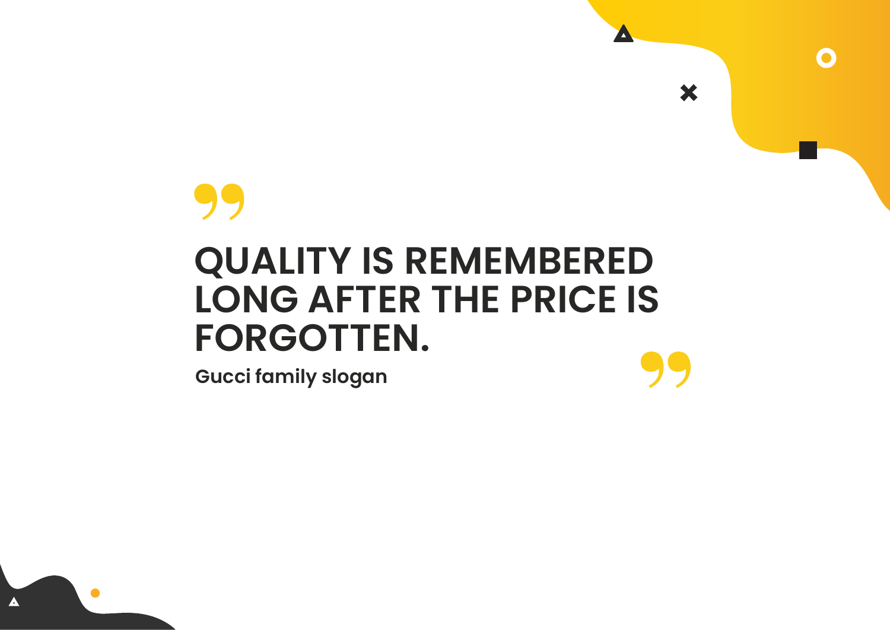**QUALITY IS REMEMBERED LONG AFTER THE PRICE IS FORGOTTEN.**

**Gucci family slogan**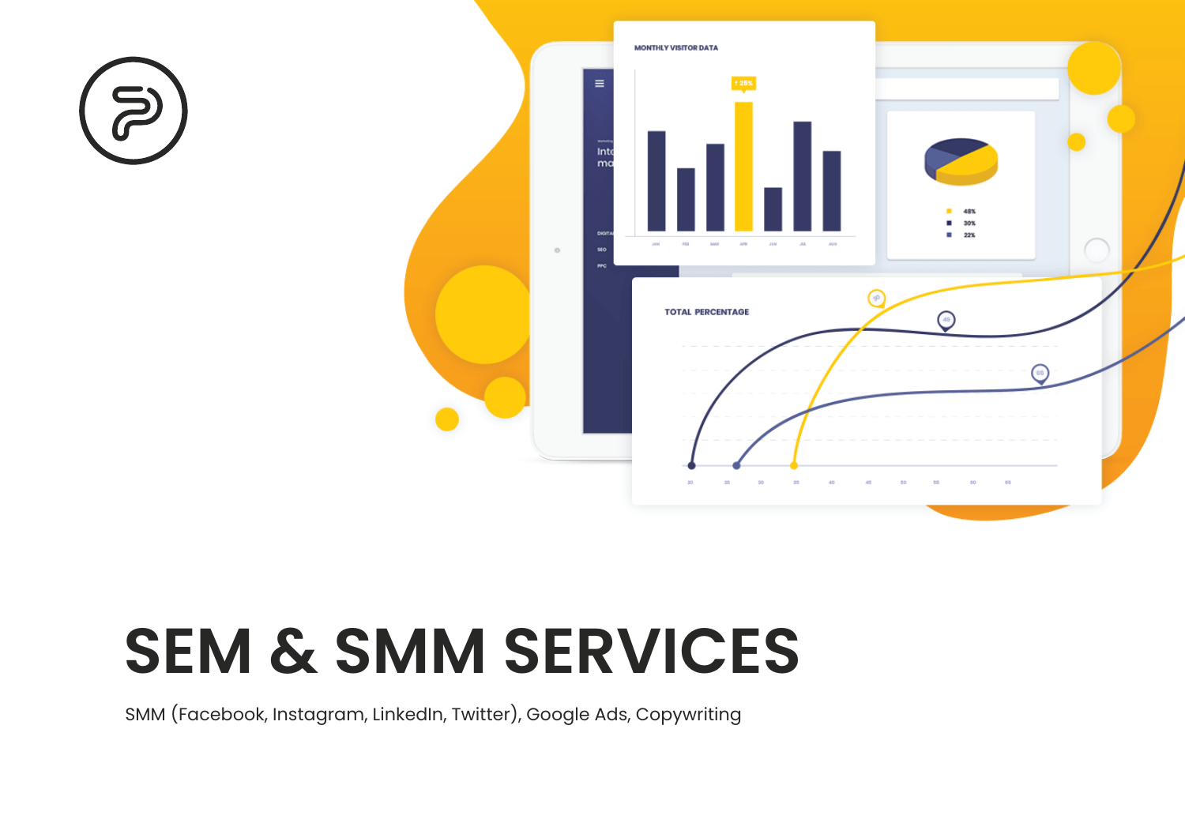# SEM & SMM SERVICES

SMM (Facebook, Instagram, LinkedIn, Twitter), Google Ads, Copywriting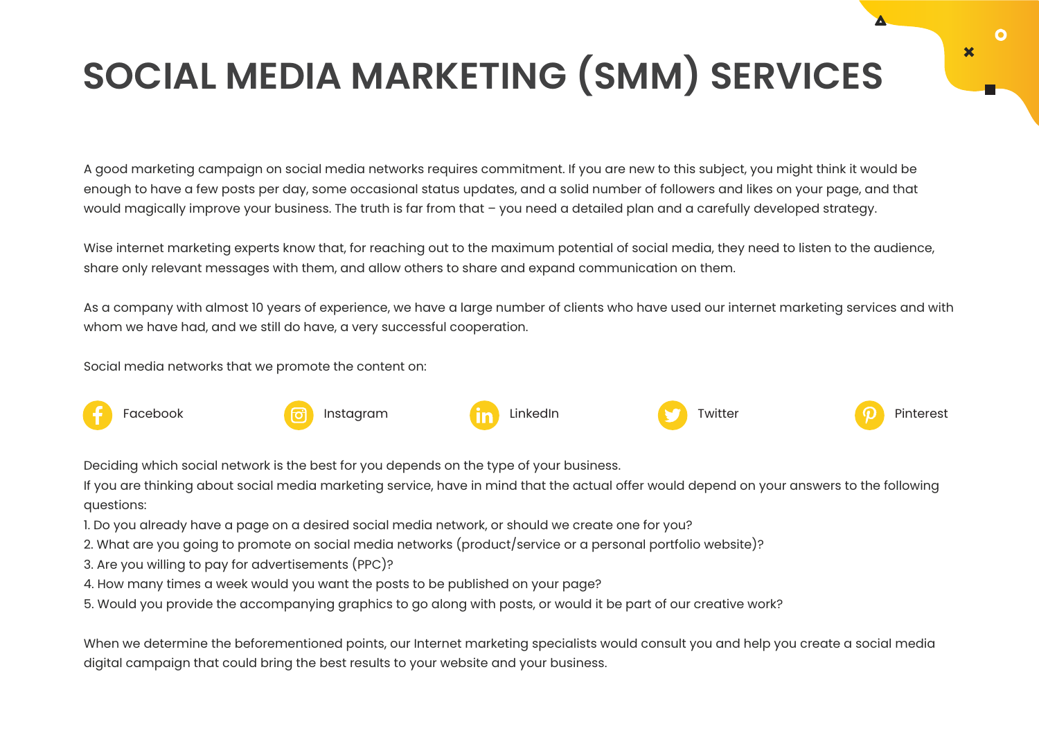# SOCIAL MEDIA MARKETING (SMM) SERVICES

A good marketing campaign on social media networks requires commitment. If you are new to this subject, you might think it would be enough to have a few posts per day, some occasional status updates, and a solid number of followers and likes on your page, and that would magically improve your business. The truth is far from that – you need a detailed plan and a carefully developed strategy.

Wise internet marketing experts know that, for reaching out to the maximum potential of social media, they need to listen to the audience, share only relevant messages with them, and allow others to share and expand communication on them.

As a company with almost 10 years of experience, we have a large number of clients who have used our internet marketing services and with whom we have had, and we still do have, a very successful cooperation.

Social media networks that we promote the content on:

- Facebook
- Instagram
- LinkedIn
- Twitter
- Pinterest

Deciding which social network is the best for you depends on the type of your business.
If you are thinking about social media marketing service, have in mind that the actual offer would depend on your answers to the following questions:

1. Do you already have a page on a desired social media network, or should we create one for you?
2. What are you going to promote on social media networks (product/service or a personal portfolio website)?
3. Are you willing to pay for advertisements (PPC)?
4. How many times a week would you want the posts to be published on your page?
5. Would you provide the accompanying graphics to go along with posts, or would it be part of our creative work?

When we determine the beforementioned points, our Internet marketing specialists would consult you and help you create a social media digital campaign that could bring the best results to your website and your business.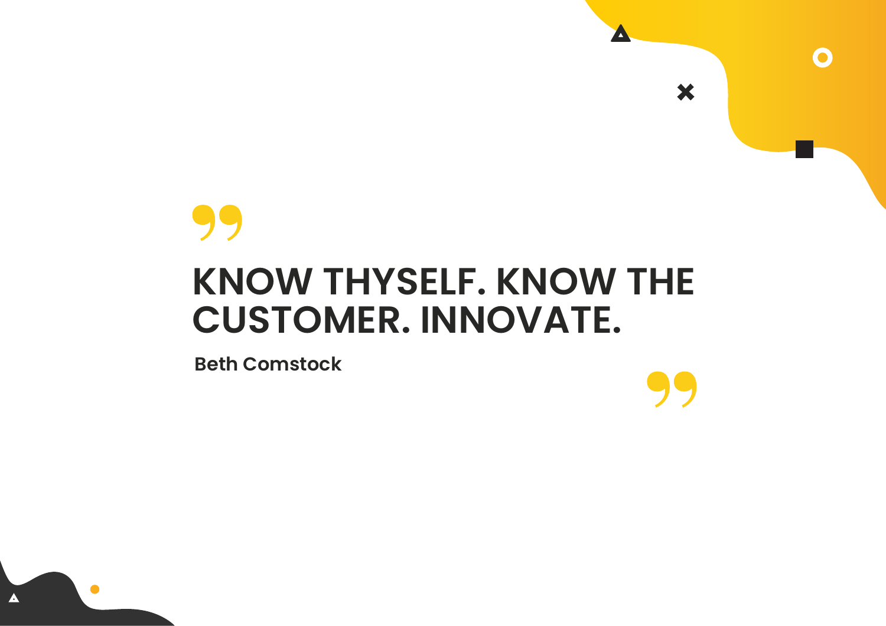> **KNOW THYSELF. KNOW THE CUSTOMER. INNOVATE.**
>
> **Beth Comstock**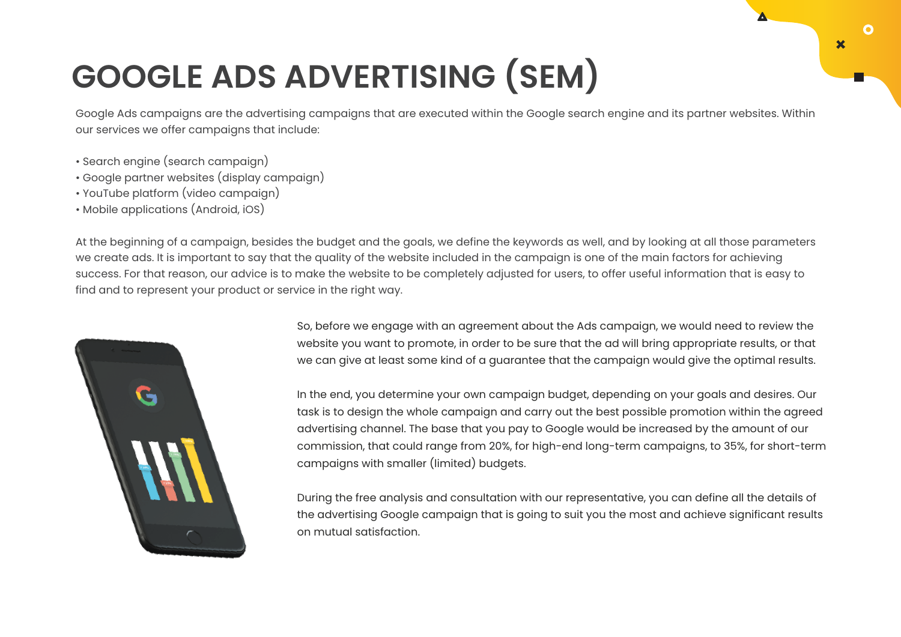# GOOGLE ADS ADVERTISING (SEM)

Google Ads campaigns are the advertising campaigns that are executed within the Google search engine and its partner websites. Within our services we offer campaigns that include:

- Search engine (search campaign)
- Google partner websites (display campaign)
- YouTube platform (video campaign)
- Mobile applications (Android, iOS)

At the beginning of a campaign, besides the budget and the goals, we define the keywords as well, and by looking at all those parameters we create ads. It is important to say that the quality of the website included in the campaign is one of the main factors for achieving success. For that reason, our advice is to make the website to be completely adjusted for users, to offer useful information that is easy to find and to represent your product or service in the right way.

So, before we engage with an agreement about the Ads campaign, we would need to review the website you want to promote, in order to be sure that the ad will bring appropriate results, or that we can give at least some kind of a guarantee that the campaign would give the optimal results.

In the end, you determine your own campaign budget, depending on your goals and desires. Our task is to design the whole campaign and carry out the best possible promotion within the agreed advertising channel. The base that you pay to Google would be increased by the amount of our commission, that could range from 20%, for high-end long-term campaigns, to 35%, for short-term campaigns with smaller (limited) budgets.

During the free analysis and consultation with our representative, you can define all the details of the advertising Google campaign that is going to suit you the most and achieve significant results on mutual satisfaction.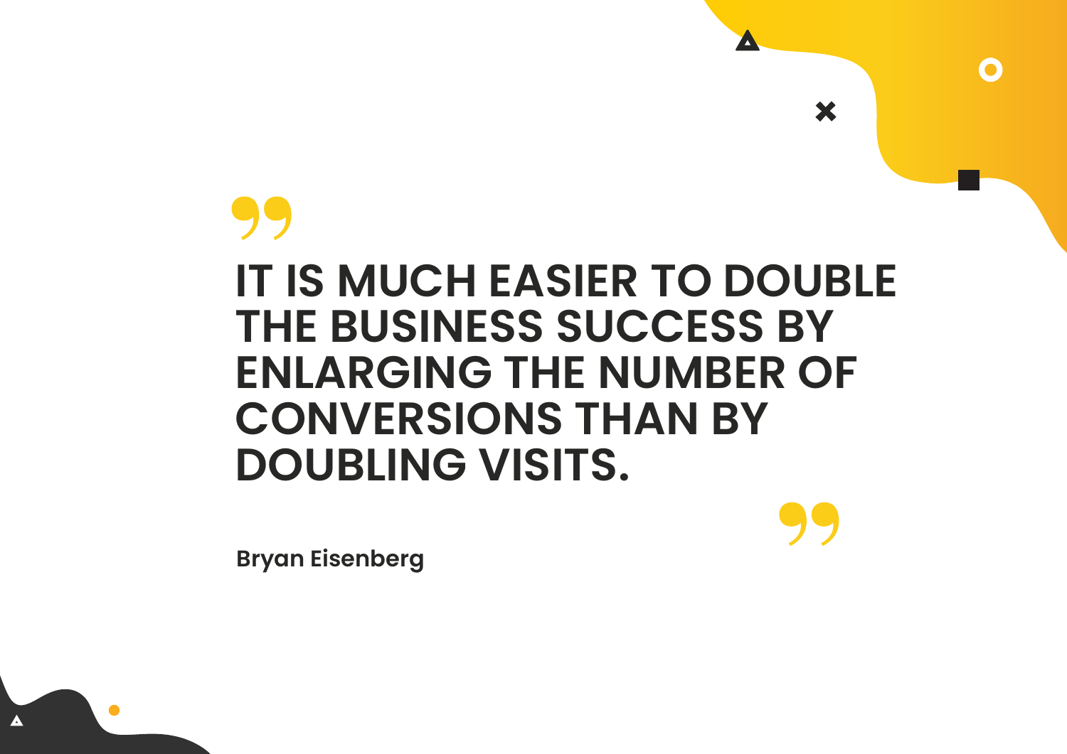> **IT IS MUCH EASIER TO DOUBLE THE BUSINESS SUCCESS BY ENLARGING THE NUMBER OF CONVERSIONS THAN BY DOUBLING VISITS.**

**Bryan Eisenberg**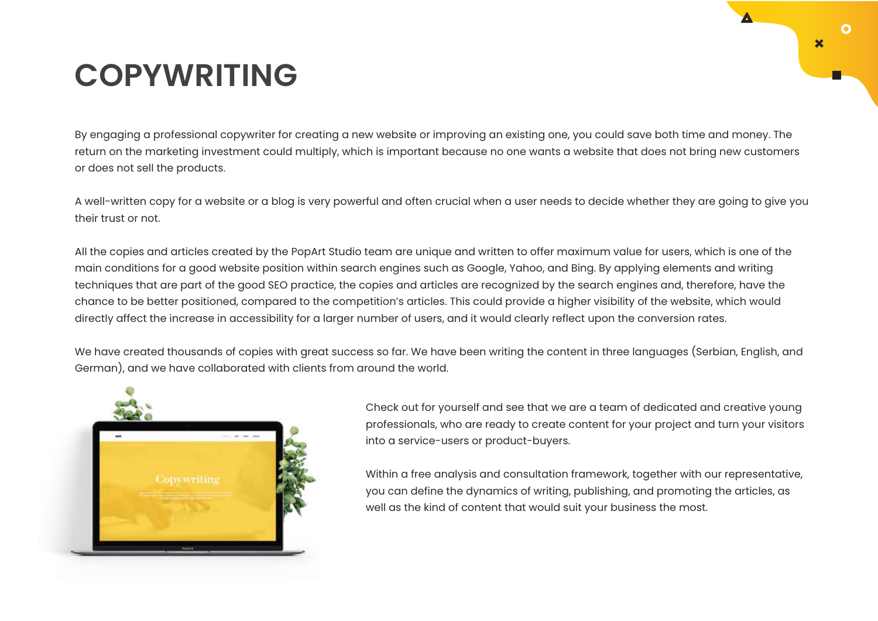# COPYWRITING

By engaging a professional copywriter for creating a new website or improving an existing one, you could save both time and money. The return on the marketing investment could multiply, which is important because no one wants a website that does not bring new customers or does not sell the products.

A well-written copy for a website or a blog is very powerful and often crucial when a user needs to decide whether they are going to give you their trust or not.

All the copies and articles created by the PopArt Studio team are unique and written to offer maximum value for users, which is one of the main conditions for a good website position within search engines such as Google, Yahoo, and Bing. By applying elements and writing techniques that are part of the good SEO practice, the copies and articles are recognized by the search engines and, therefore, have the chance to be better positioned, compared to the competition's articles. This could provide a higher visibility of the website, which would directly affect the increase in accessibility for a larger number of users, and it would clearly reflect upon the conversion rates.

We have created thousands of copies with great success so far. We have been writing the content in three languages (Serbian, English, and German), and we have collaborated with clients from around the world.

Check out for yourself and see that we are a team of dedicated and creative young professionals, who are ready to create content for your project and turn your visitors into a service-users or product-buyers.

Within a free analysis and consultation framework, together with our representative, you can define the dynamics of writing, publishing, and promoting the articles, as well as the kind of content that would suit your business the most.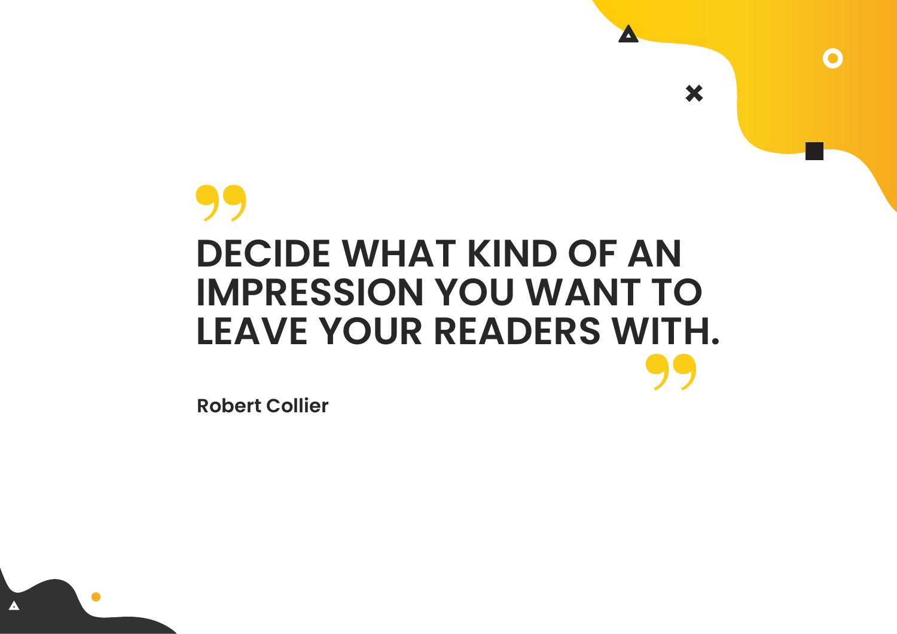**DECIDE WHAT KIND OF AN IMPRESSION YOU WANT TO LEAVE YOUR READERS WITH.**

**Robert Collier**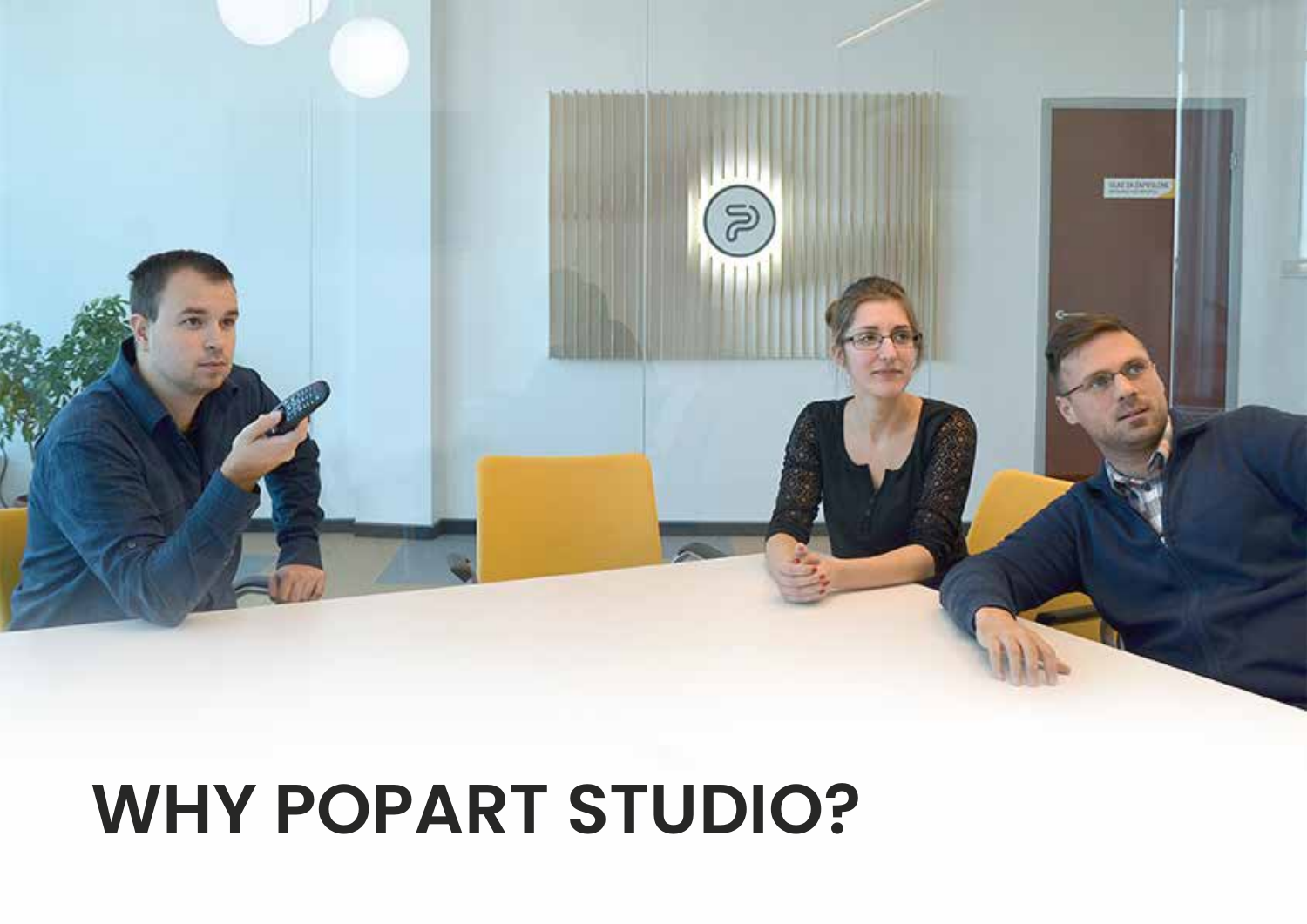# WHY POPART STUDIO?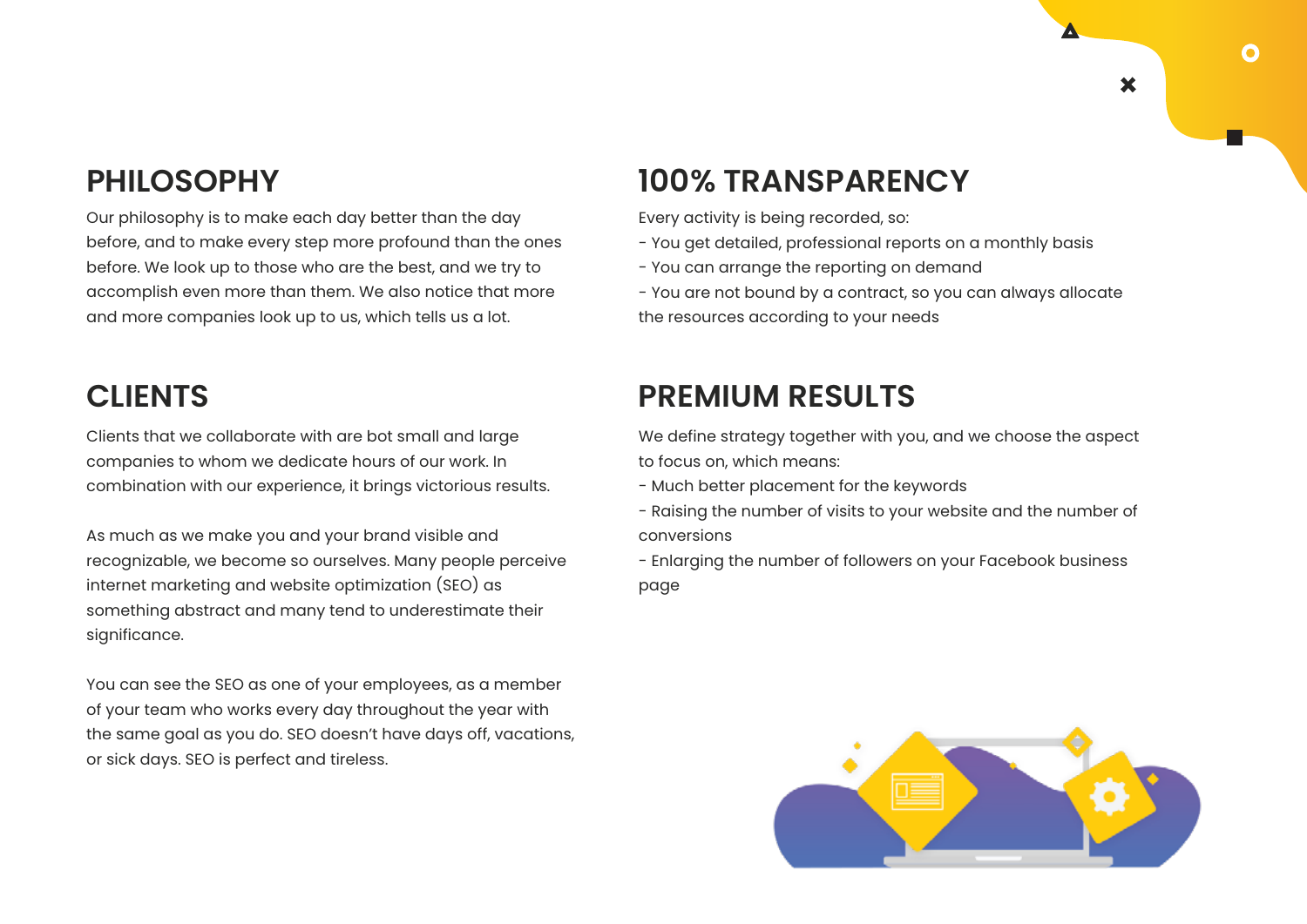## PHILOSOPHY

Our philosophy is to make each day better than the day before, and to make every step more profound than the ones before. We look up to those who are the best, and we try to accomplish even more than them. We also notice that more and more companies look up to us, which tells us a lot.

## CLIENTS

Clients that we collaborate with are bot small and large companies to whom we dedicate hours of our work. In combination with our experience, it brings victorious results.

As much as we make you and your brand visible and recognizable, we become so ourselves. Many people perceive internet marketing and website optimization (SEO) as something abstract and many tend to underestimate their significance.

You can see the SEO as one of your employees, as a member of your team who works every day throughout the year with the same goal as you do. SEO doesn’t have days off, vacations, or sick days. SEO is perfect and tireless.

## 100% TRANSPARENCY

Every activity is being recorded, so:

- You get detailed, professional reports on a monthly basis
- You can arrange the reporting on demand
- You are not bound by a contract, so you can always allocate the resources according to your needs

## PREMIUM RESULTS

We define strategy together with you, and we choose the aspect to focus on, which means:

- Much better placement for the keywords
- Raising the number of visits to your website and the number of conversions
- Enlarging the number of followers on your Facebook business page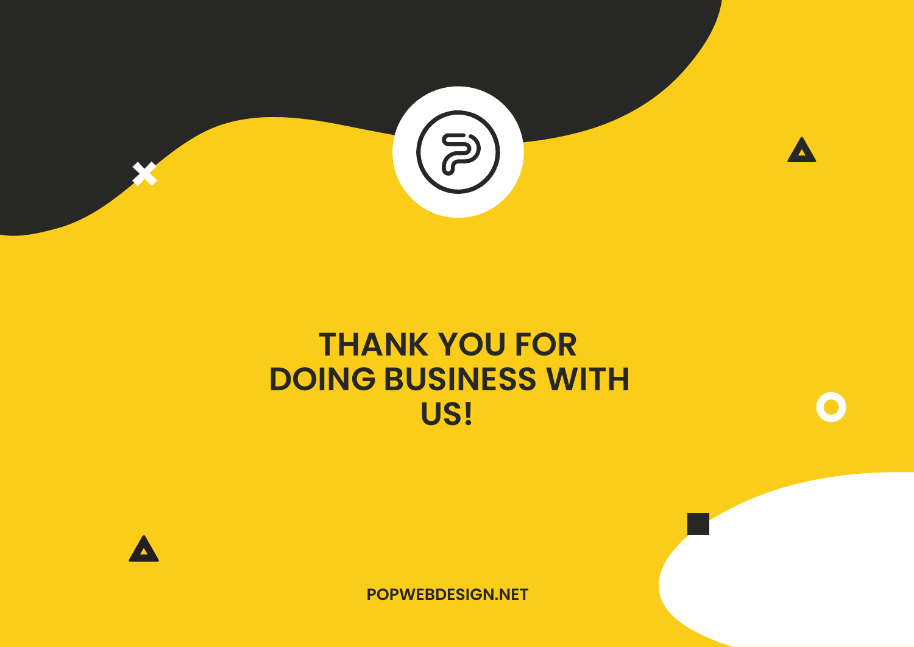# THANK YOU FOR DOING BUSINESS WITH US!

POPWEBDESIGN.NET